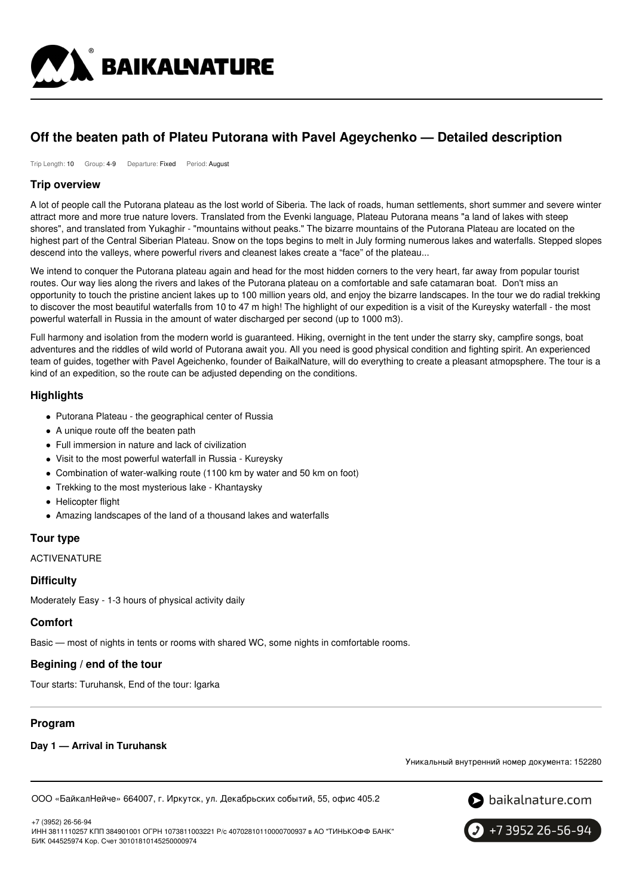# Off the beaten path of Plateu Putorana with Pavel Ageychenko — Detailed description

Trip Length: 10 Group: 4-9 Departure: Fixed Period: August

## Trip overview

A lot of people call the Putorana plateau as the lost world of Siberia. The lack of roads, human settlements, short summer and severe winter attract more and more true nature lovers. Translated from the Evenki language, Plateau Putorana means "a land of lakes with steep shores", and translated from Yukaghir - "mountains without peaks." The bizarre mountains of the Putorana Plateau are located on the highest part of the Central Siberian Plateau. Snow on the tops begins to melt in July forming numerous lakes and waterfalls. Stepped slopes descend into the valleys, where powerful rivers and cleanest lakes create a "face" of the plateau...

We intend to conquer the Putorana plateau again and head for the most hidden corners to the very heart, far away from popular tourist routes. Our way lies along the rivers and lakes of the Putorana plateau on a comfortable and safe catamaran boat. Don't miss an opportunity to touch the pristine ancient lakes up to 100 million years old, and enjoy the bizarre landscapes. In the tour we do radial trekking to discover the most beautiful waterfalls from 10 to 47 m high! The highlight of our expedition is a visit of the Kureysky waterfall - the most powerful waterfall in Russia in the amount of water discharged per second (up to 1000 m3).

Full harmony and isolation from the modern world is guaranteed. Hiking, overnight in the tent under the starry sky, campfire songs, boat adventures and the riddles of wild world of Putorana await you. All you need is good physical condition and fighting spirit. An experienced team of guides, together with Pavel Ageichenko, founder of BaikalNature, will do everything to create a pleasant atmopsphere. The tour is a kind of an expedition, so the route can be adjusted depending on the conditions.

## Highlights

- Putorana Plateau - the geographical center of Russia
- A unique route off the beaten path
- Full immersion in nature and lack of civilization
- Visit to the most powerful waterfall in Russia - Kureysky
- Combination of water-walking route (1100 km by water and 50 km on foot)
- Trekking to the most mysterious lake - Khantaysky
- Helicopter flight
- Amazing landscapes of the land of a thousand lakes and waterfalls

## Tour type

ACTIVENATURE

## Difficulty

Moderately Easy - 1-3 hours of physical activity daily

## Comfort

Basic — most of nights in tents or rooms with shared WC, some nights in comfortable rooms.

## Begining / end of the tour

Tour starts: Turuhansk, End of the tour: Igarka

## Program

### Day 1 — Arrival in Turuhansk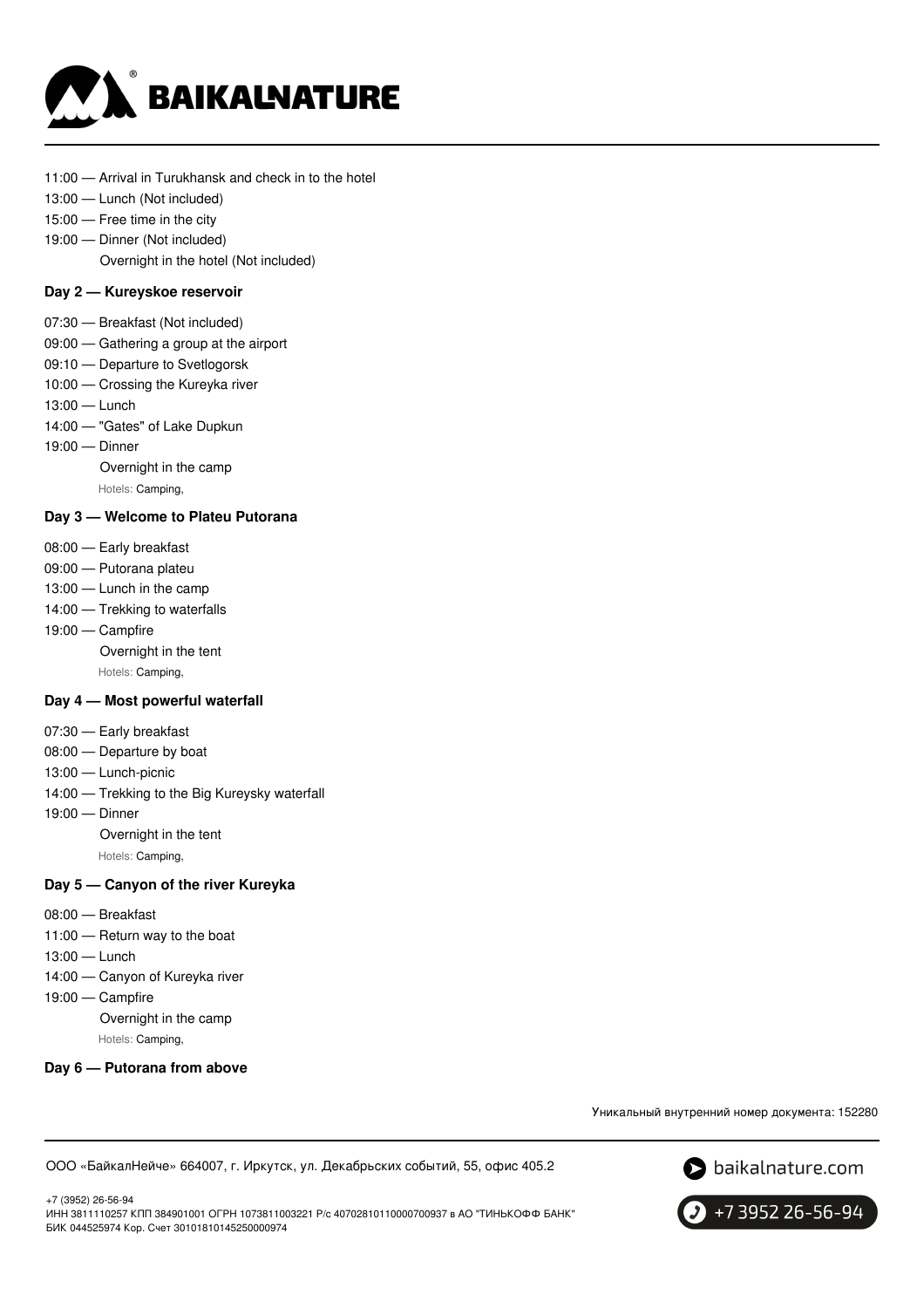11:00 — Arrival in Turukhansk and check in to the hotel
13:00 — Lunch (Not included)
15:00 — Free time in the city
19:00 — Dinner (Not included)
Overnight in the hotel (Not included)

### Day 2 — Kureyskoe reservoir

07:30 — Breakfast (Not included)
09:00 — Gathering a group at the airport
09:10 — Departure to Svetlogorsk
10:00 — Crossing the Kureyka river
13:00 — Lunch
14:00 — "Gates" of Lake Dupkun
19:00 — Dinner
Overnight in the camp
Hotels: Camping,

### Day 3 — Welcome to Plateu Putorana

08:00 — Early breakfast
09:00 — Putorana plateu
13:00 — Lunch in the camp
14:00 — Trekking to waterfalls
19:00 — Campfire
Overnight in the tent
Hotels: Camping,

### Day 4 — Most powerful waterfall

07:30 — Early breakfast
08:00 — Departure by boat
13:00 — Lunch-picnic
14:00 — Trekking to the Big Kureysky waterfall
19:00 — Dinner
Overnight in the tent
Hotels: Camping,

### Day 5 — Canyon of the river Kureyka

08:00 — Breakfast
11:00 — Return way to the boat
13:00 — Lunch
14:00 — Canyon of Kureyka river
19:00 — Campfire
Overnight in the camp
Hotels: Camping,

### Day 6 — Putorana from above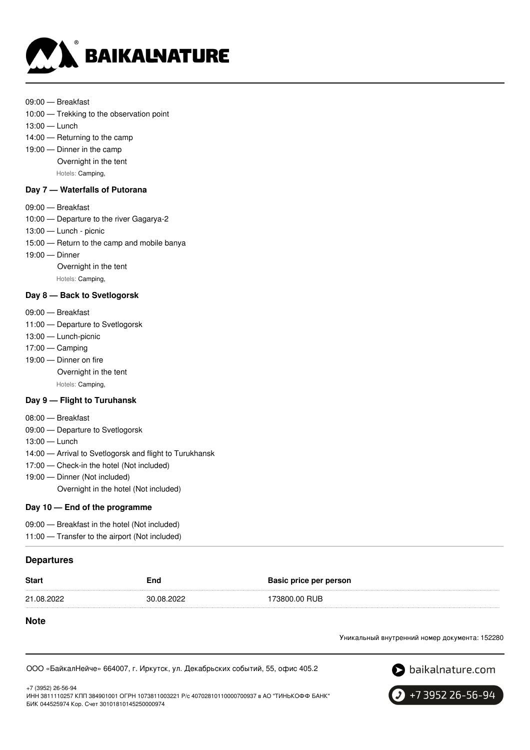09:00 — Breakfast
10:00 — Trekking to the observation point
13:00 — Lunch
14:00 — Returning to the camp
19:00 — Dinner in the camp
Overnight in the tent
Hotels: Camping,

### Day 7 — Waterfalls of Putorana

09:00 — Breakfast
10:00 — Departure to the river Gagarya-2
13:00 — Lunch - picnic
15:00 — Return to the camp and mobile banya
19:00 — Dinner
Overnight in the tent
Hotels: Camping,

### Day 8 — Back to Svetlogorsk

09:00 — Breakfast
11:00 — Departure to Svetlogorsk
13:00 — Lunch-picnic
17:00 — Camping
19:00 — Dinner on fire
Overnight in the tent
Hotels: Camping,

### Day 9 — Flight to Turuhansk

08:00 — Breakfast
09:00 — Departure to Svetlogorsk
13:00 — Lunch
14:00 — Arrival to Svetlogorsk and flight to Turukhansk
17:00 — Check-in the hotel (Not included)
19:00 — Dinner (Not included)
Overnight in the hotel (Not included)

### Day 10 — End of the programme

09:00 — Breakfast in the hotel (Not included)
11:00 — Transfer to the airport (Not included)

## Departures

| Start | End | Basic price per person |
|---|---|---|
| 21.08.2022 | 30.08.2022 | 173800.00 RUB |

## Note

Уникальный внутренний номер документа: 152280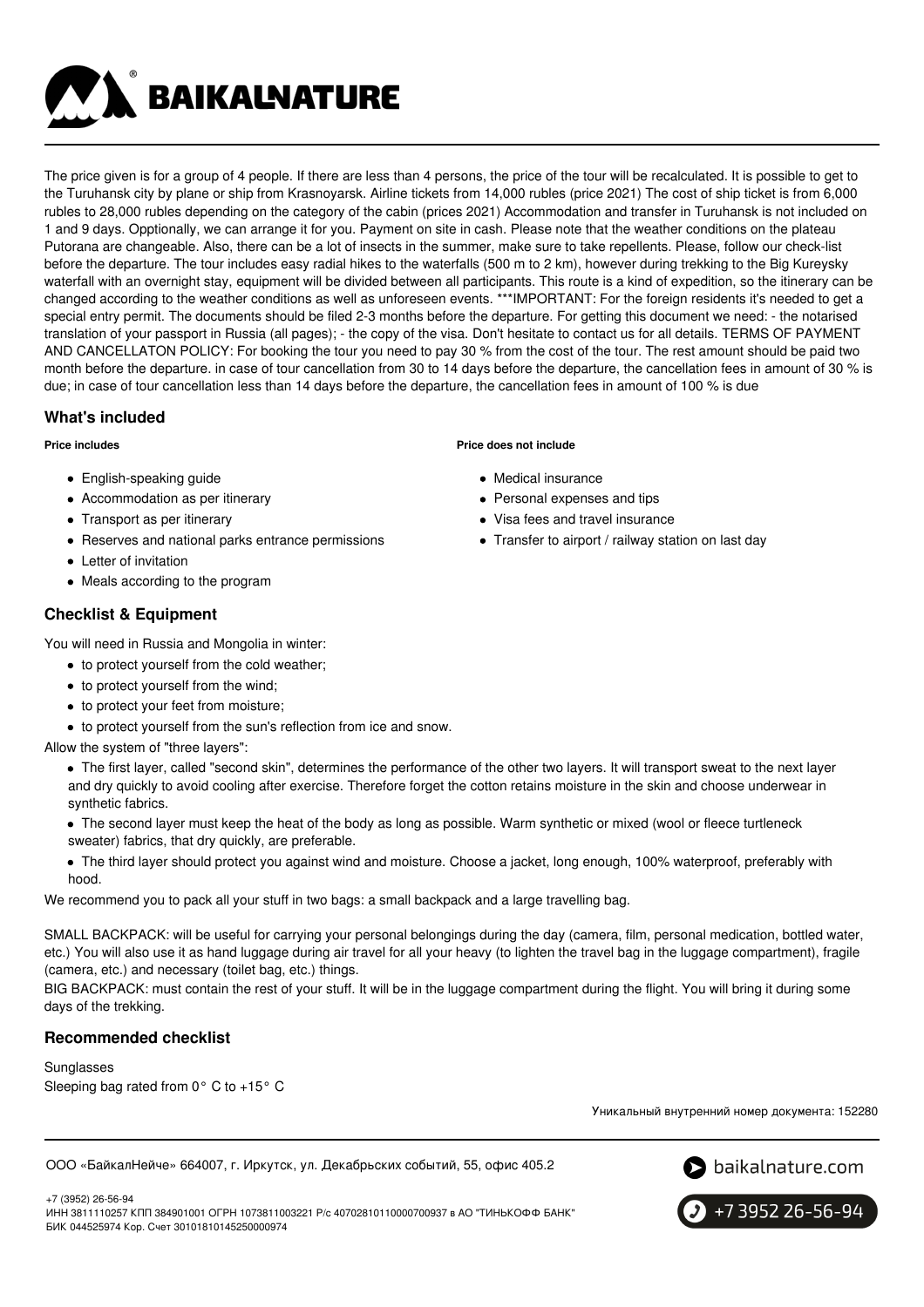The price given is for a group of 4 people. If there are less than 4 persons, the price of the tour will be recalculated. It is possible to get to the Turuhansk city by plane or ship from Krasnoyarsk. Airline tickets from 14,000 rubles (price 2021) The cost of ship ticket is from 6,000 rubles to 28,000 rubles depending on the category of the cabin (prices 2021) Accommodation and transfer in Turuhansk is not included on 1 and 9 days. Opptionally, we can arrange it for you. Payment on site in cash. Please note that the weather conditions on the plateau Putorana are changeable. Also, there can be a lot of insects in the summer, make sure to take repellents. Please, follow our check-list before the departure. The tour includes easy radial hikes to the waterfalls (500 m to 2 km), however during trekking to the Big Kureysky waterfall with an overnight stay, equipment will be divided between all participants. This route is a kind of expedition, so the itinerary can be changed according to the weather conditions as well as unforeseen events. ***IMPORTANT: For the foreign residents it's needed to get a special entry permit. The documents should be filed 2-3 months before the departure. For getting this document we need: - the notarised translation of your passport in Russia (all pages); - the copy of the visa. Don't hesitate to contact us for all details. TERMS OF PAYMENT AND CANCELLATON POLICY: For booking the tour you need to pay 30 % from the cost of the tour. The rest amount should be paid two month before the departure. in case of tour cancellation from 30 to 14 days before the departure, the cancellation fees in amount of 30 % is due; in case of tour cancellation less than 14 days before the departure, the cancellation fees in amount of 100 % is due

## What's included

**Price includes**

- English-speaking guide
- Accommodation as per itinerary
- Transport as per itinerary
- Reserves and national parks entrance permissions
- Letter of invitation
- Meals according to the program

**Price does not include**

- Medical insurance
- Personal expenses and tips
- Visa fees and travel insurance
- Transfer to airport / railway station on last day

## Checklist & Equipment

You will need in Russia and Mongolia in winter:

- to protect yourself from the cold weather;
- to protect yourself from the wind;
- to protect your feet from moisture;
- to protect yourself from the sun's reflection from ice and snow.

Allow the system of "three layers":

- The first layer, called "second skin", determines the performance of the other two layers. It will transport sweat to the next layer and dry quickly to avoid cooling after exercise. Therefore forget the cotton retains moisture in the skin and choose underwear in synthetic fabrics.
- The second layer must keep the heat of the body as long as possible. Warm synthetic or mixed (wool or fleece turtleneck sweater) fabrics, that dry quickly, are preferable.
- The third layer should protect you against wind and moisture. Choose a jacket, long enough, 100% waterproof, preferably with hood.

We recommend you to pack all your stuff in two bags: a small backpack and a large travelling bag.

SMALL BACKPACK: will be useful for carrying your personal belongings during the day (camera, film, personal medication, bottled water, etc.) You will also use it as hand luggage during air travel for all your heavy (to lighten the travel bag in the luggage compartment), fragile (camera, etc.) and necessary (toilet bag, etc.) things.

BIG BACKPACK: must contain the rest of your stuff. It will be in the luggage compartment during the flight. You will bring it during some days of the trekking.

## Recommended checklist

Sunglasses
Sleeping bag rated from 0° C to +15° C

Уникальный внутренний номер документа: 152280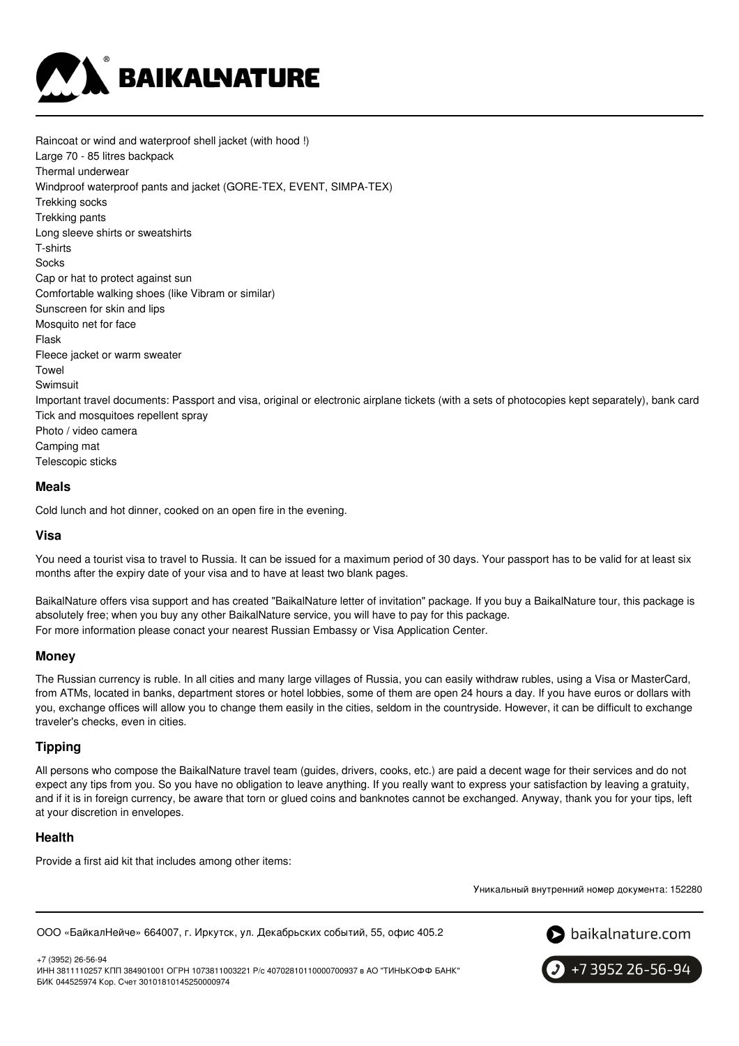Raincoat or wind and waterproof shell jacket (with hood !)
Large 70 - 85 litres backpack
Thermal underwear
Windproof waterproof pants and jacket (GORE-TEX, EVENT, SIMPA-TEX)
Trekking socks
Trekking pants
Long sleeve shirts or sweatshirts
T-shirts
Socks
Cap or hat to protect against sun
Comfortable walking shoes (like Vibram or similar)
Sunscreen for skin and lips
Mosquito net for face
Flask
Fleece jacket or warm sweater
Towel
Swimsuit
Important travel documents: Passport and visa, original or electronic airplane tickets (with a sets of photocopies kept separately), bank card
Tick and mosquitoes repellent spray
Photo / video camera
Camping mat
Telescopic sticks

### Meals

Cold lunch and hot dinner, cooked on an open fire in the evening.

### Visa

You need a tourist visa to travel to Russia. It can be issued for a maximum period of 30 days. Your passport has to be valid for at least six months after the expiry date of your visa and to have at least two blank pages.

BaikalNature offers visa support and has created "BaikalNature letter of invitation" package. If you buy a BaikalNature tour, this package is absolutely free; when you buy any other BaikalNature service, you will have to pay for this package.
For more information please conact your nearest Russian Embassy or Visa Application Center.

### Money

The Russian currency is ruble. In all cities and many large villages of Russia, you can easily withdraw rubles, using a Visa or MasterCard, from ATMs, located in banks, department stores or hotel lobbies, some of them are open 24 hours a day. If you have euros or dollars with you, exchange offices will allow you to change them easily in the cities, seldom in the countryside. However, it can be difficult to exchange traveler's checks, even in cities.

### Tipping

All persons who compose the BaikalNature travel team (guides, drivers, cooks, etc.) are paid a decent wage for their services and do not expect any tips from you. So you have no obligation to leave anything. If you really want to express your satisfaction by leaving a gratuity, and if it is in foreign currency, be aware that torn or glued coins and banknotes cannot be exchanged. Anyway, thank you for your tips, left at your discretion in envelopes.

### Health

Provide a first aid kit that includes among other items: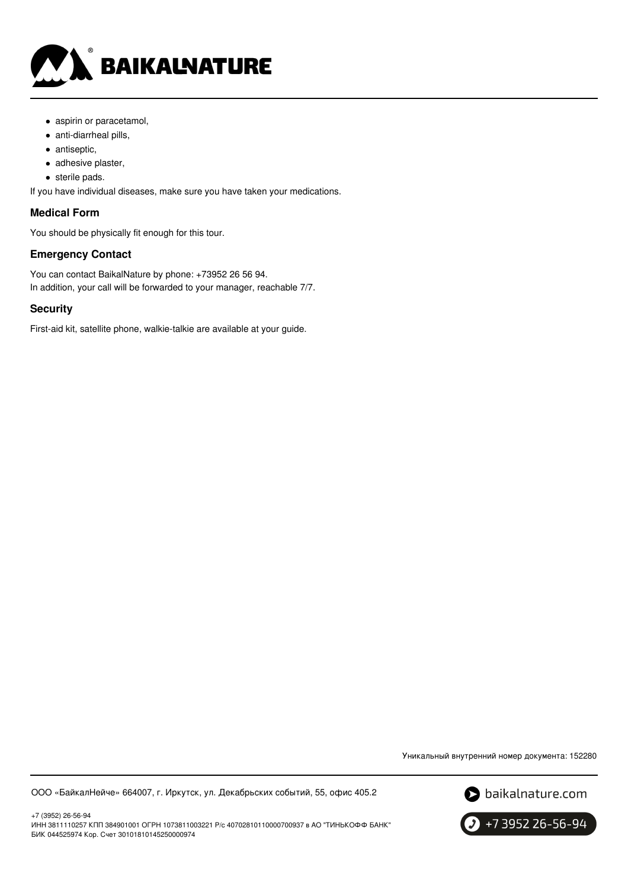- aspirin or paracetamol,
- anti-diarrheal pills,
- antiseptic,
- adhesive plaster,
- sterile pads.

If you have individual diseases, make sure you have taken your medications.

### Medical Form

You should be physically fit enough for this tour.

### Emergency Contact

You can contact BaikalNature by phone: +73952 26 56 94.
In addition, your call will be forwarded to your manager, reachable 7/7.

### Security

First-aid kit, satellite phone, walkie-talkie are available at your guide.

Уникальный внутренний номер документа: 152280